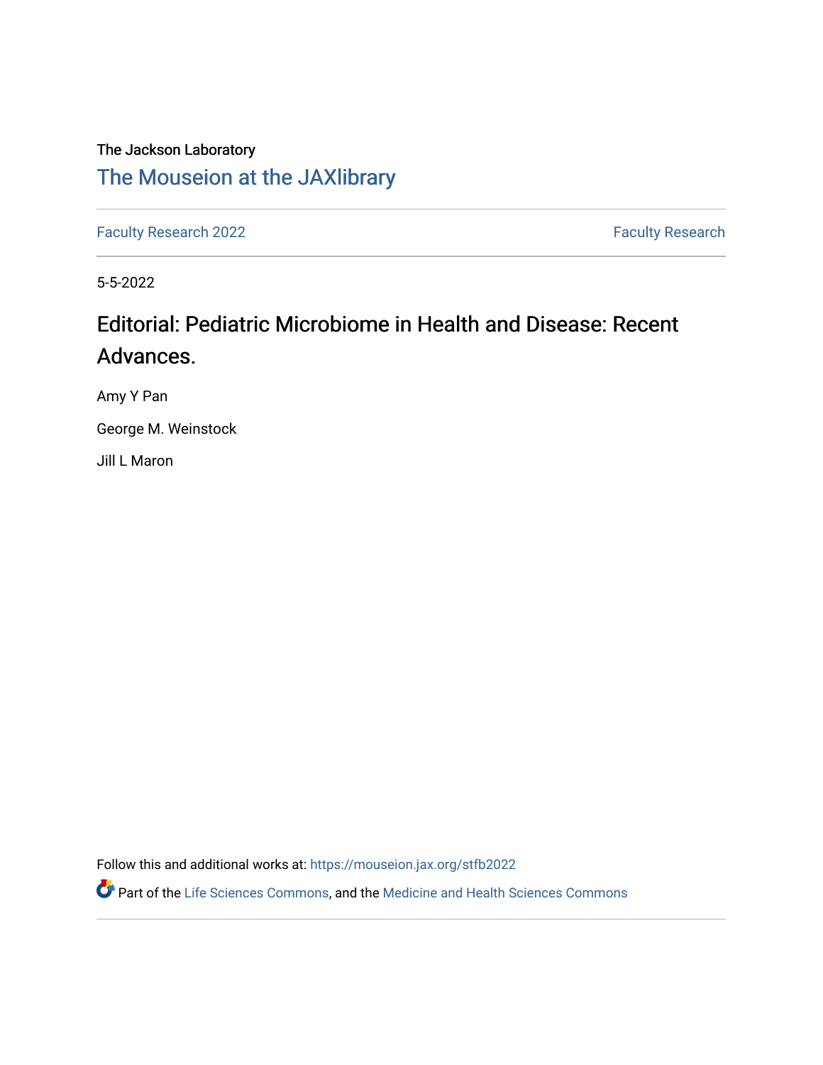The Jackson Laboratory

## The Mouseion at the JAXlibrary

Faculty Research 2022 | Faculty Research

5-5-2022

# Editorial: Pediatric Microbiome in Health and Disease: Recent Advances.

Amy Y Pan

George M. Weinstock

Jill L Maron

Follow this and additional works at: https://mouseion.jax.org/stfb2022

Part of the Life Sciences Commons, and the Medicine and Health Sciences Commons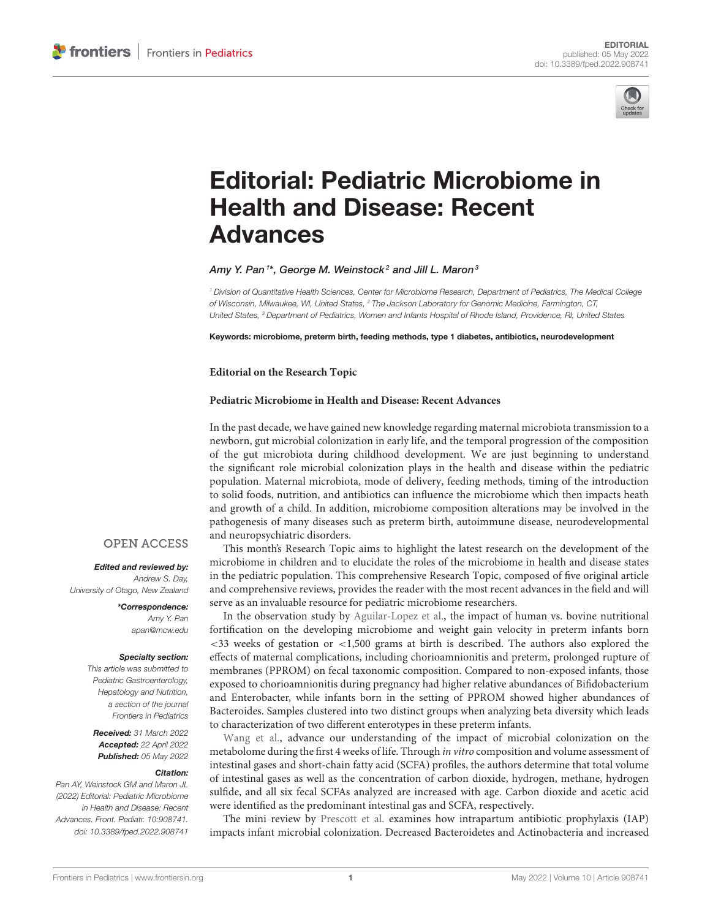# Editorial: Pediatric Microbiome in Health and Disease: Recent Advances

*Amy Y. Pan*[1]*, *George M. Weinstock*[2] *and Jill L. Maron*[3]

[1] *Division of Quantitative Health Sciences, Center for Microbiome Research, Department of Pediatrics, The Medical College of Wisconsin, Milwaukee, WI, United States,* [2] *The Jackson Laboratory for Genomic Medicine, Farmington, CT, United States,* [3] *Department of Pediatrics, Women and Infants Hospital of Rhode Island, Providence, RI, United States*

**Keywords: microbiome, preterm birth, feeding methods, type 1 diabetes, antibiotics, neurodevelopment**

**Editorial on the Research Topic**

**Pediatric Microbiome in Health and Disease: Recent Advances**

OPEN ACCESS

***Edited and reviewed by:***
*Andrew S. Day,*
*University of Otago, New Zealand*

****Correspondence:***
*Amy Y. Pan*
*apan@mcw.edu*

***Specialty section:***
*This article was submitted to Pediatric Gastroenterology, Hepatology and Nutrition, a section of the journal Frontiers in Pediatrics*

***Received:*** *31 March 2022*
***Accepted:*** *22 April 2022*
***Published:*** *05 May 2022*

***Citation:***
*Pan AY, Weinstock GM and Maron JL (2022) Editorial: Pediatric Microbiome in Health and Disease: Recent Advances. Front. Pediatr. 10:908741. doi: 10.3389/fped.2022.908741*

In the past decade, we have gained new knowledge regarding maternal microbiota transmission to a newborn, gut microbial colonization in early life, and the temporal progression of the composition of the gut microbiota during childhood development. We are just beginning to understand the significant role microbial colonization plays in the health and disease within the pediatric population. Maternal microbiota, mode of delivery, feeding methods, timing of the introduction to solid foods, nutrition, and antibiotics can influence the microbiome which then impacts heath and growth of a child. In addition, microbiome composition alterations may be involved in the pathogenesis of many diseases such as preterm birth, autoimmune disease, neurodevelopmental and neuropsychiatric disorders.

This month's Research Topic aims to highlight the latest research on the development of the microbiome in children and to elucidate the roles of the microbiome in health and disease states in the pediatric population. This comprehensive Research Topic, composed of five original article and comprehensive reviews, provides the reader with the most recent advances in the field and will serve as an invaluable resource for pediatric microbiome researchers.

In the observation study by Aguilar-Lopez et al., the impact of human vs. bovine nutritional fortification on the developing microbiome and weight gain velocity in preterm infants born <33 weeks of gestation or <1,500 grams at birth is described. The authors also explored the effects of maternal complications, including chorioamnionitis and preterm, prolonged rupture of membranes (PPROM) on fecal taxonomic composition. Compared to non-exposed infants, those exposed to chorioamnionitis during pregnancy had higher relative abundances of Bifidobacterium and Enterobacter, while infants born in the setting of PPROM showed higher abundances of Bacteroides. Samples clustered into two distinct groups when analyzing beta diversity which leads to characterization of two different enterotypes in these preterm infants.

Wang et al., advance our understanding of the impact of microbial colonization on the metabolome during the first 4 weeks of life. Through *in vitro* composition and volume assessment of intestinal gases and short-chain fatty acid (SCFA) profiles, the authors determine that total volume of intestinal gases as well as the concentration of carbon dioxide, hydrogen, methane, hydrogen sulfide, and all six fecal SCFAs analyzed are increased with age. Carbon dioxide and acetic acid were identified as the predominant intestinal gas and SCFA, respectively.

The mini review by Prescott et al. examines how intrapartum antibiotic prophylaxis (IAP) impacts infant microbial colonization. Decreased Bacteroidetes and Actinobacteria and increased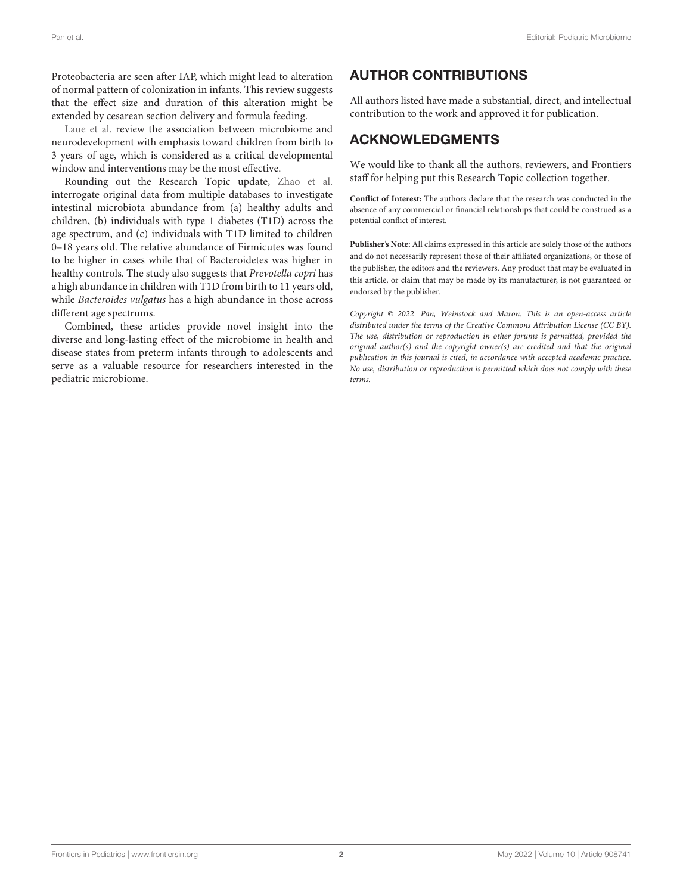Proteobacteria are seen after IAP, which might lead to alteration of normal pattern of colonization in infants. This review suggests that the effect size and duration of this alteration might be extended by cesarean section delivery and formula feeding.

Laue et al. review the association between microbiome and neurodevelopment with emphasis toward children from birth to 3 years of age, which is considered as a critical developmental window and interventions may be the most effective.

Rounding out the Research Topic update, Zhao et al. interrogate original data from multiple databases to investigate intestinal microbiota abundance from (a) healthy adults and children, (b) individuals with type 1 diabetes (T1D) across the age spectrum, and (c) individuals with T1D limited to children 0–18 years old. The relative abundance of Firmicutes was found to be higher in cases while that of Bacteroidetes was higher in healthy controls. The study also suggests that *Prevotella copri* has a high abundance in children with T1D from birth to 11 years old, while *Bacteroides vulgatus* has a high abundance in those across different age spectrums.

Combined, these articles provide novel insight into the diverse and long-lasting effect of the microbiome in health and disease states from preterm infants through to adolescents and serve as a valuable resource for researchers interested in the pediatric microbiome.

## AUTHOR CONTRIBUTIONS

All authors listed have made a substantial, direct, and intellectual contribution to the work and approved it for publication.

## ACKNOWLEDGMENTS

We would like to thank all the authors, reviewers, and Frontiers staff for helping put this Research Topic collection together.

**Conflict of Interest:** The authors declare that the research was conducted in the absence of any commercial or financial relationships that could be construed as a potential conflict of interest.

**Publisher's Note:** All claims expressed in this article are solely those of the authors and do not necessarily represent those of their affiliated organizations, or those of the publisher, the editors and the reviewers. Any product that may be evaluated in this article, or claim that may be made by its manufacturer, is not guaranteed or endorsed by the publisher.

*Copyright © 2022 Pan, Weinstock and Maron. This is an open-access article distributed under the terms of the Creative Commons Attribution License (CC BY). The use, distribution or reproduction in other forums is permitted, provided the original author(s) and the copyright owner(s) are credited and that the original publication in this journal is cited, in accordance with accepted academic practice. No use, distribution or reproduction is permitted which does not comply with these terms.*